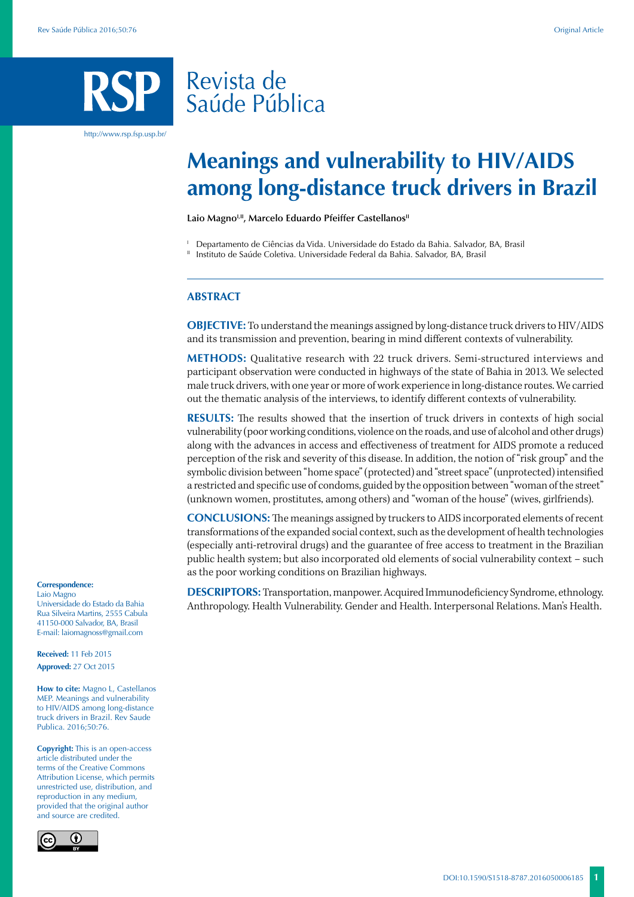# Meanings and vulnerability to HIV/AIDS among long-distance truck drivers in Brazil

**Laio Magno[I,II], Marcelo Eduardo Pfeiffer Castellanos[II]**

[I] Departamento de Ciências da Vida. Universidade do Estado da Bahia. Salvador, BA, Brasil

[II] Instituto de Saúde Coletiva. Universidade Federal da Bahia. Salvador, BA, Brasil

## ABSTRACT

**OBJECTIVE:** To understand the meanings assigned by long-distance truck drivers to HIV/AIDS and its transmission and prevention, bearing in mind different contexts of vulnerability.

**METHODS:** Qualitative research with 22 truck drivers. Semi-structured interviews and participant observation were conducted in highways of the state of Bahia in 2013. We selected male truck drivers, with one year or more of work experience in long-distance routes. We carried out the thematic analysis of the interviews, to identify different contexts of vulnerability.

**RESULTS:** The results showed that the insertion of truck drivers in contexts of high social vulnerability (poor working conditions, violence on the roads, and use of alcohol and other drugs) along with the advances in access and effectiveness of treatment for AIDS promote a reduced perception of the risk and severity of this disease. In addition, the notion of "risk group" and the symbolic division between "home space" (protected) and "street space" (unprotected) intensified a restricted and specific use of condoms, guided by the opposition between "woman of the street" (unknown women, prostitutes, among others) and "woman of the house" (wives, girlfriends).

**CONCLUSIONS:** The meanings assigned by truckers to AIDS incorporated elements of recent transformations of the expanded social context, such as the development of health technologies (especially anti-retroviral drugs) and the guarantee of free access to treatment in the Brazilian public health system; but also incorporated old elements of social vulnerability context – such as the poor working conditions on Brazilian highways.

**DESCRIPTORS:** Transportation, manpower. Acquired Immunodeficiency Syndrome, ethnology. Anthropology. Health Vulnerability. Gender and Health. Interpersonal Relations. Man's Health.

**Correspondence:**
Laio Magno
Universidade do Estado da Bahia
Rua Silveira Martins, 2555 Cabula
41150-000 Salvador, BA, Brasil
E-mail: laiomagnoss@gmail.com

**Received:** 11 Feb 2015

**Approved:** 27 Oct 2015

**How to cite:** Magno L, Castellanos MEP. Meanings and vulnerability to HIV/AIDS among long-distance truck drivers in Brazil. Rev Saude Publica. 2016;50:76.

**Copyright:** This is an open-access article distributed under the terms of the Creative Commons Attribution License, which permits unrestricted use, distribution, and reproduction in any medium, provided that the original author and source are credited.

DOI:10.1590/S1518-8787.2016050006185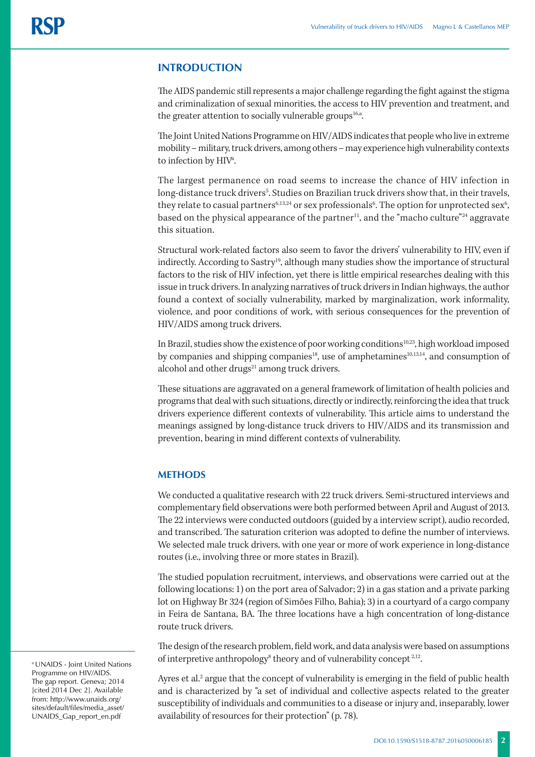## INTRODUCTION

The AIDS pandemic still represents a major challenge regarding the fight against the stigma and criminalization of sexual minorities, the access to HIV prevention and treatment, and the greater attention to socially vulnerable groups[16,a].

The Joint United Nations Programme on HIV/AIDS indicates that people who live in extreme mobility – military, truck drivers, among others – may experience high vulnerability contexts to infection by HIV[a].

The largest permanence on road seems to increase the chance of HIV infection in long-distance truck drivers[5]. Studies on Brazilian truck drivers show that, in their travels, they relate to casual partners[6,13,24] or sex professionals[6]. The option for unprotected sex[6], based on the physical appearance of the partner[11], and the "macho culture"[24] aggravate this situation.

Structural work-related factors also seem to favor the drivers' vulnerability to HIV, even if indirectly. According to Sastry[19], although many studies show the importance of structural factors to the risk of HIV infection, yet there is little empirical researches dealing with this issue in truck drivers. In analyzing narratives of truck drivers in Indian highways, the author found a context of socially vulnerability, marked by marginalization, work informality, violence, and poor conditions of work, with serious consequences for the prevention of HIV/AIDS among truck drivers.

In Brazil, studies show the existence of poor working conditions[10,23], high workload imposed by companies and shipping companies[18], use of amphetamines[10,13,14], and consumption of alcohol and other drugs[21] among truck drivers.

These situations are aggravated on a general framework of limitation of health policies and programs that deal with such situations, directly or indirectly, reinforcing the idea that truck drivers experience different contexts of vulnerability. This article aims to understand the meanings assigned by long-distance truck drivers to HIV/AIDS and its transmission and prevention, bearing in mind different contexts of vulnerability.

## METHODS

We conducted a qualitative research with 22 truck drivers. Semi-structured interviews and complementary field observations were both performed between April and August of 2013. The 22 interviews were conducted outdoors (guided by a interview script), audio recorded, and transcribed. The saturation criterion was adopted to define the number of interviews. We selected male truck drivers, with one year or more of work experience in long-distance routes (i.e., involving three or more states in Brazil).

The studied population recruitment, interviews, and observations were carried out at the following locations: 1) on the port area of Salvador; 2) in a gas station and a private parking lot on Highway Br 324 (region of Simões Filho, Bahia); 3) in a courtyard of a cargo company in Feira de Santana, BA. The three locations have a high concentration of long-distance route truck drivers.

The design of the research problem, field work, and data analysis were based on assumptions of interpretive anthropology[8] theory and of vulnerability concept[2,12].

Ayres et al.[2] argue that the concept of vulnerability is emerging in the field of public health and is characterized by "a set of individual and collective aspects related to the greater susceptibility of individuals and communities to a disease or injury and, inseparably, lower availability of resources for their protection" (p. 78).

[a] UNAIDS - Joint United Nations Programme on HIV/AIDS. The gap report. Geneva; 2014 [cited 2014 Dec 2]. Available from: http://www.unaids.org/sites/default/files/media_asset/UNAIDS_Gap_report_en.pdf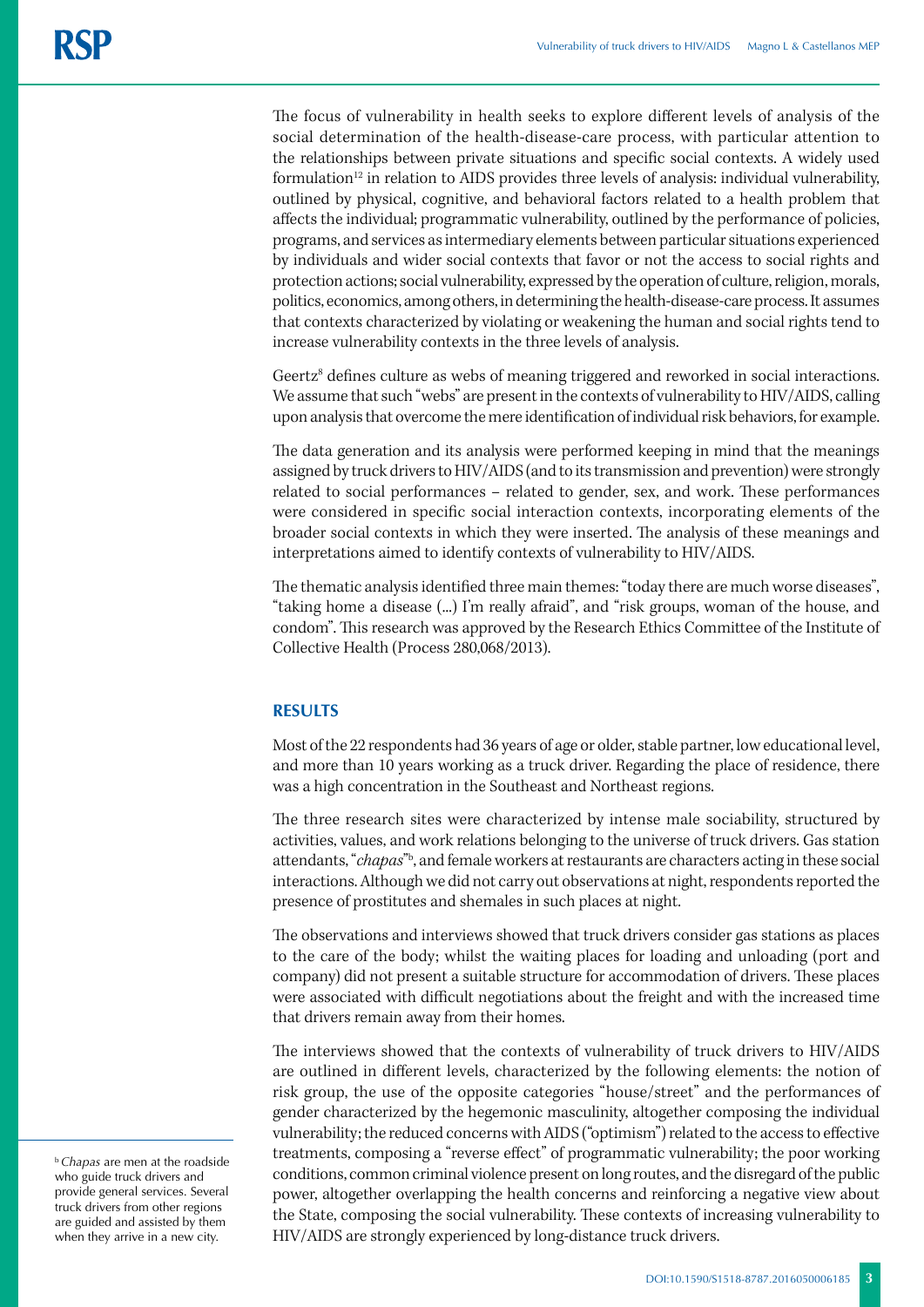The focus of vulnerability in health seeks to explore different levels of analysis of the social determination of the health-disease-care process, with particular attention to the relationships between private situations and specific social contexts. A widely used formulation[12] in relation to AIDS provides three levels of analysis: individual vulnerability, outlined by physical, cognitive, and behavioral factors related to a health problem that affects the individual; programmatic vulnerability, outlined by the performance of policies, programs, and services as intermediary elements between particular situations experienced by individuals and wider social contexts that favor or not the access to social rights and protection actions; social vulnerability, expressed by the operation of culture, religion, morals, politics, economics, among others, in determining the health-disease-care process. It assumes that contexts characterized by violating or weakening the human and social rights tend to increase vulnerability contexts in the three levels of analysis.

Geertz[8] defines culture as webs of meaning triggered and reworked in social interactions. We assume that such "webs" are present in the contexts of vulnerability to HIV/AIDS, calling upon analysis that overcome the mere identification of individual risk behaviors, for example.

The data generation and its analysis were performed keeping in mind that the meanings assigned by truck drivers to HIV/AIDS (and to its transmission and prevention) were strongly related to social performances – related to gender, sex, and work. These performances were considered in specific social interaction contexts, incorporating elements of the broader social contexts in which they were inserted. The analysis of these meanings and interpretations aimed to identify contexts of vulnerability to HIV/AIDS.

The thematic analysis identified three main themes: "today there are much worse diseases", "taking home a disease (...) I'm really afraid", and "risk groups, woman of the house, and condom". This research was approved by the Research Ethics Committee of the Institute of Collective Health (Process 280,068/2013).

## RESULTS

Most of the 22 respondents had 36 years of age or older, stable partner, low educational level, and more than 10 years working as a truck driver. Regarding the place of residence, there was a high concentration in the Southeast and Northeast regions.

The three research sites were characterized by intense male sociability, structured by activities, values, and work relations belonging to the universe of truck drivers. Gas station attendants, "*chapas*"[b], and female workers at restaurants are characters acting in these social interactions. Although we did not carry out observations at night, respondents reported the presence of prostitutes and shemales in such places at night.

The observations and interviews showed that truck drivers consider gas stations as places to the care of the body; whilst the waiting places for loading and unloading (port and company) did not present a suitable structure for accommodation of drivers. These places were associated with difficult negotiations about the freight and with the increased time that drivers remain away from their homes.

The interviews showed that the contexts of vulnerability of truck drivers to HIV/AIDS are outlined in different levels, characterized by the following elements: the notion of risk group, the use of the opposite categories "house/street" and the performances of gender characterized by the hegemonic masculinity, altogether composing the individual vulnerability; the reduced concerns with AIDS ("optimism") related to the access to effective treatments, composing a "reverse effect" of programmatic vulnerability; the poor working conditions, common criminal violence present on long routes, and the disregard of the public power, altogether overlapping the health concerns and reinforcing a negative view about the State, composing the social vulnerability. These contexts of increasing vulnerability to HIV/AIDS are strongly experienced by long-distance truck drivers.

[b] *Chapas* are men at the roadside who guide truck drivers and provide general services. Several truck drivers from other regions are guided and assisted by them when they arrive in a new city.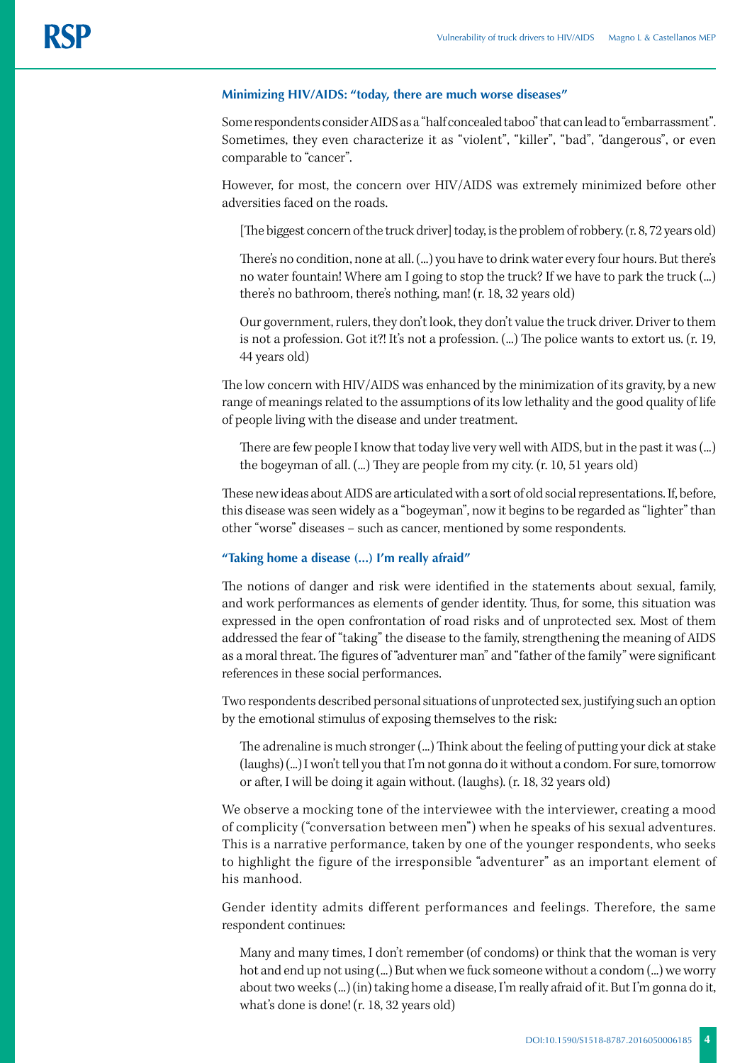### Minimizing HIV/AIDS: "today, there are much worse diseases"

Some respondents consider AIDS as a "half concealed taboo" that can lead to "embarrassment". Sometimes, they even characterize it as "violent", "killer", "bad", "dangerous", or even comparable to "cancer".

However, for most, the concern over HIV/AIDS was extremely minimized before other adversities faced on the roads.

> [The biggest concern of the truck driver] today, is the problem of robbery. (r. 8, 72 years old)

> There's no condition, none at all. (...) you have to drink water every four hours. But there's no water fountain! Where am I going to stop the truck? If we have to park the truck (...) there's no bathroom, there's nothing, man! (r. 18, 32 years old)

> Our government, rulers, they don't look, they don't value the truck driver. Driver to them is not a profession. Got it?! It's not a profession. (...) The police wants to extort us. (r. 19, 44 years old)

The low concern with HIV/AIDS was enhanced by the minimization of its gravity, by a new range of meanings related to the assumptions of its low lethality and the good quality of life of people living with the disease and under treatment.

> There are few people I know that today live very well with AIDS, but in the past it was (...) the bogeyman of all. (...) They are people from my city. (r. 10, 51 years old)

These new ideas about AIDS are articulated with a sort of old social representations. If, before, this disease was seen widely as a "bogeyman", now it begins to be regarded as "lighter" than other "worse" diseases – such as cancer, mentioned by some respondents.

### "Taking home a disease (...) I'm really afraid"

The notions of danger and risk were identified in the statements about sexual, family, and work performances as elements of gender identity. Thus, for some, this situation was expressed in the open confrontation of road risks and of unprotected sex. Most of them addressed the fear of "taking" the disease to the family, strengthening the meaning of AIDS as a moral threat. The figures of "adventurer man" and "father of the family" were significant references in these social performances.

Two respondents described personal situations of unprotected sex, justifying such an option by the emotional stimulus of exposing themselves to the risk:

> The adrenaline is much stronger (...) Think about the feeling of putting your dick at stake (laughs) (...) I won't tell you that I'm not gonna do it without a condom. For sure, tomorrow or after, I will be doing it again without. (laughs). (r. 18, 32 years old)

We observe a mocking tone of the interviewee with the interviewer, creating a mood of complicity ("conversation between men") when he speaks of his sexual adventures. This is a narrative performance, taken by one of the younger respondents, who seeks to highlight the figure of the irresponsible "adventurer" as an important element of his manhood.

Gender identity admits different performances and feelings. Therefore, the same respondent continues:

> Many and many times, I don't remember (of condoms) or think that the woman is very hot and end up not using (...) But when we fuck someone without a condom (...) we worry about two weeks (...) (in) taking home a disease, I'm really afraid of it. But I'm gonna do it, what's done is done! (r. 18, 32 years old)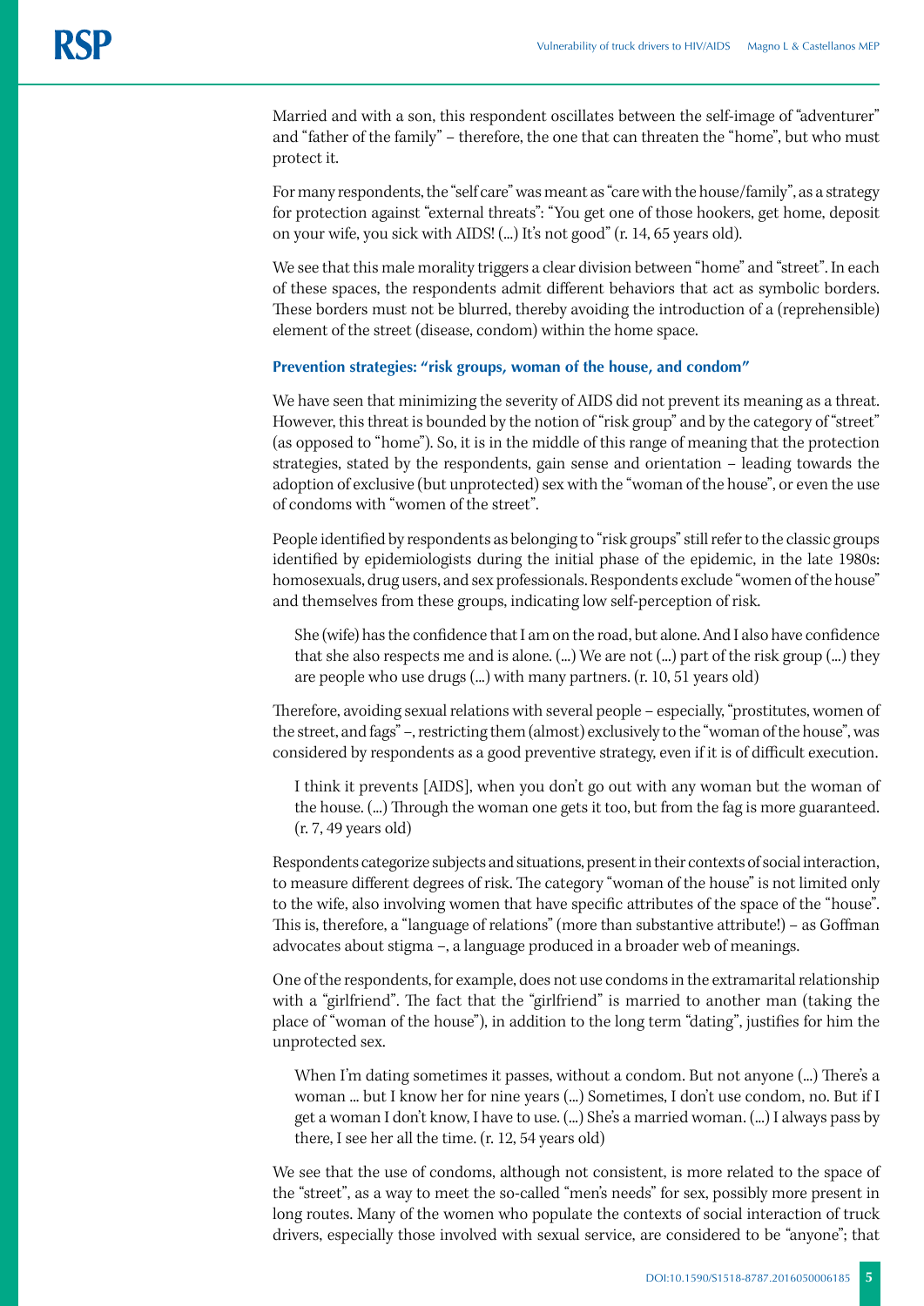Married and with a son, this respondent oscillates between the self-image of "adventurer" and "father of the family" – therefore, the one that can threaten the "home", but who must protect it.

For many respondents, the "self care" was meant as "care with the house/family", as a strategy for protection against "external threats": "You get one of those hookers, get home, deposit on your wife, you sick with AIDS! (...) It's not good" (r. 14, 65 years old).

We see that this male morality triggers a clear division between "home" and "street". In each of these spaces, the respondents admit different behaviors that act as symbolic borders. These borders must not be blurred, thereby avoiding the introduction of a (reprehensible) element of the street (disease, condom) within the home space.

### Prevention strategies: "risk groups, woman of the house, and condom"

We have seen that minimizing the severity of AIDS did not prevent its meaning as a threat. However, this threat is bounded by the notion of "risk group" and by the category of "street" (as opposed to "home"). So, it is in the middle of this range of meaning that the protection strategies, stated by the respondents, gain sense and orientation – leading towards the adoption of exclusive (but unprotected) sex with the "woman of the house", or even the use of condoms with "women of the street".

People identified by respondents as belonging to "risk groups" still refer to the classic groups identified by epidemiologists during the initial phase of the epidemic, in the late 1980s: homosexuals, drug users, and sex professionals. Respondents exclude "women of the house" and themselves from these groups, indicating low self-perception of risk.

> She (wife) has the confidence that I am on the road, but alone. And I also have confidence that she also respects me and is alone. (...) We are not (...) part of the risk group (...) they are people who use drugs (...) with many partners. (r. 10, 51 years old)

Therefore, avoiding sexual relations with several people – especially, "prostitutes, women of the street, and fags" –, restricting them (almost) exclusively to the "woman of the house", was considered by respondents as a good preventive strategy, even if it is of difficult execution.

> I think it prevents [AIDS], when you don't go out with any woman but the woman of the house. (...) Through the woman one gets it too, but from the fag is more guaranteed. (r. 7, 49 years old)

Respondents categorize subjects and situations, present in their contexts of social interaction, to measure different degrees of risk. The category "woman of the house" is not limited only to the wife, also involving women that have specific attributes of the space of the "house". This is, therefore, a "language of relations" (more than substantive attribute!) – as Goffman advocates about stigma –, a language produced in a broader web of meanings.

One of the respondents, for example, does not use condoms in the extramarital relationship with a "girlfriend". The fact that the "girlfriend" is married to another man (taking the place of "woman of the house"), in addition to the long term "dating", justifies for him the unprotected sex.

> When I'm dating sometimes it passes, without a condom. But not anyone (...) There's a woman ... but I know her for nine years (...) Sometimes, I don't use condom, no. But if I get a woman I don't know, I have to use. (...) She's a married woman. (...) I always pass by there, I see her all the time. (r. 12, 54 years old)

We see that the use of condoms, although not consistent, is more related to the space of the "street", as a way to meet the so-called "men's needs" for sex, possibly more present in long routes. Many of the women who populate the contexts of social interaction of truck drivers, especially those involved with sexual service, are considered to be "anyone"; that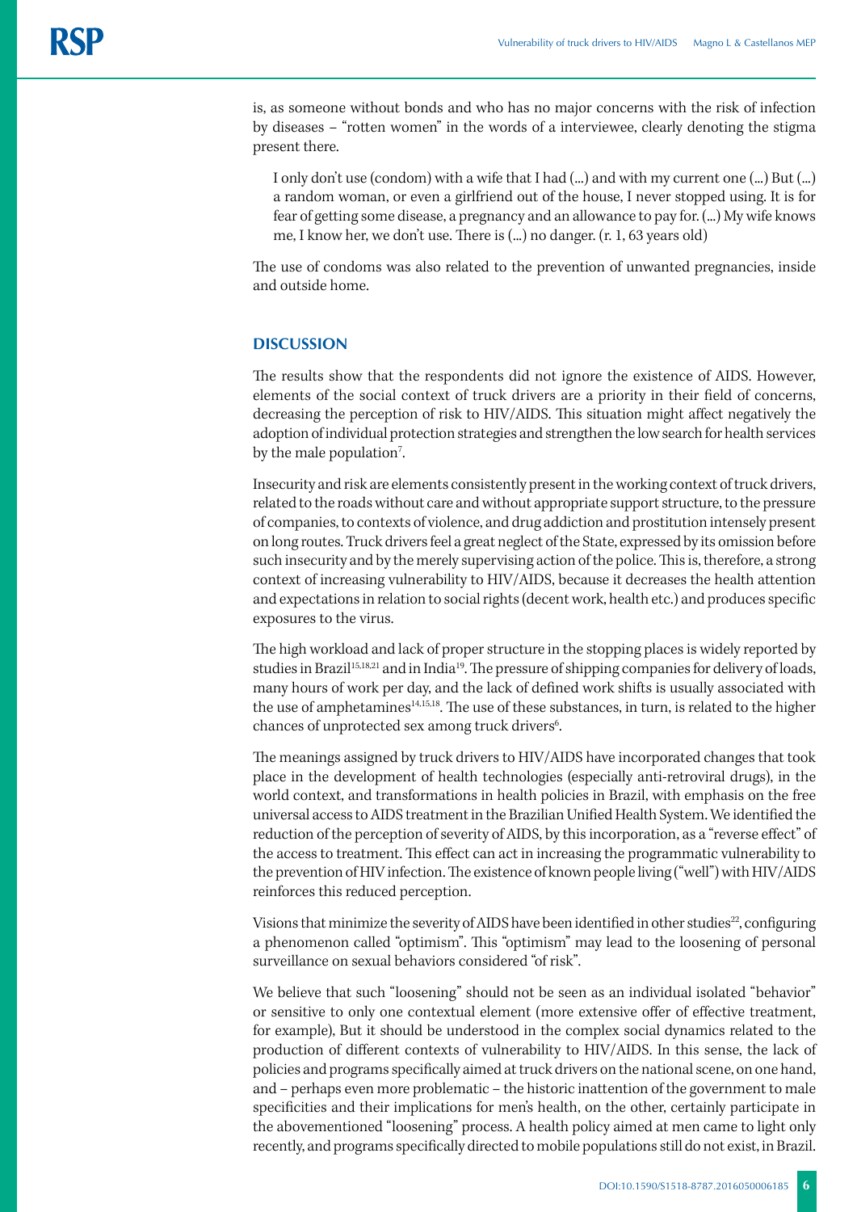is, as someone without bonds and who has no major concerns with the risk of infection by diseases – "rotten women" in the words of a interviewee, clearly denoting the stigma present there.

> I only don't use (condom) with a wife that I had (...) and with my current one (...) But (...) a random woman, or even a girlfriend out of the house, I never stopped using. It is for fear of getting some disease, a pregnancy and an allowance to pay for. (...) My wife knows me, I know her, we don't use. There is (...) no danger. (r. 1, 63 years old)

The use of condoms was also related to the prevention of unwanted pregnancies, inside and outside home.

## DISCUSSION

The results show that the respondents did not ignore the existence of AIDS. However, elements of the social context of truck drivers are a priority in their field of concerns, decreasing the perception of risk to HIV/AIDS. This situation might affect negatively the adoption of individual protection strategies and strengthen the low search for health services by the male population[7].

Insecurity and risk are elements consistently present in the working context of truck drivers, related to the roads without care and without appropriate support structure, to the pressure of companies, to contexts of violence, and drug addiction and prostitution intensely present on long routes. Truck drivers feel a great neglect of the State, expressed by its omission before such insecurity and by the merely supervising action of the police. This is, therefore, a strong context of increasing vulnerability to HIV/AIDS, because it decreases the health attention and expectations in relation to social rights (decent work, health etc.) and produces specific exposures to the virus.

The high workload and lack of proper structure in the stopping places is widely reported by studies in Brazil[15,18,21] and in India[19]. The pressure of shipping companies for delivery of loads, many hours of work per day, and the lack of defined work shifts is usually associated with the use of amphetamines[14,15,18]. The use of these substances, in turn, is related to the higher chances of unprotected sex among truck drivers[6].

The meanings assigned by truck drivers to HIV/AIDS have incorporated changes that took place in the development of health technologies (especially anti-retroviral drugs), in the world context, and transformations in health policies in Brazil, with emphasis on the free universal access to AIDS treatment in the Brazilian Unified Health System. We identified the reduction of the perception of severity of AIDS, by this incorporation, as a "reverse effect" of the access to treatment. This effect can act in increasing the programmatic vulnerability to the prevention of HIV infection. The existence of known people living ("well") with HIV/AIDS reinforces this reduced perception.

Visions that minimize the severity of AIDS have been identified in other studies[22], configuring a phenomenon called "optimism". This "optimism" may lead to the loosening of personal surveillance on sexual behaviors considered "of risk".

We believe that such "loosening" should not be seen as an individual isolated "behavior" or sensitive to only one contextual element (more extensive offer of effective treatment, for example), But it should be understood in the complex social dynamics related to the production of different contexts of vulnerability to HIV/AIDS. In this sense, the lack of policies and programs specifically aimed at truck drivers on the national scene, on one hand, and – perhaps even more problematic – the historic inattention of the government to male specificities and their implications for men's health, on the other, certainly participate in the abovementioned "loosening" process. A health policy aimed at men came to light only recently, and programs specifically directed to mobile populations still do not exist, in Brazil.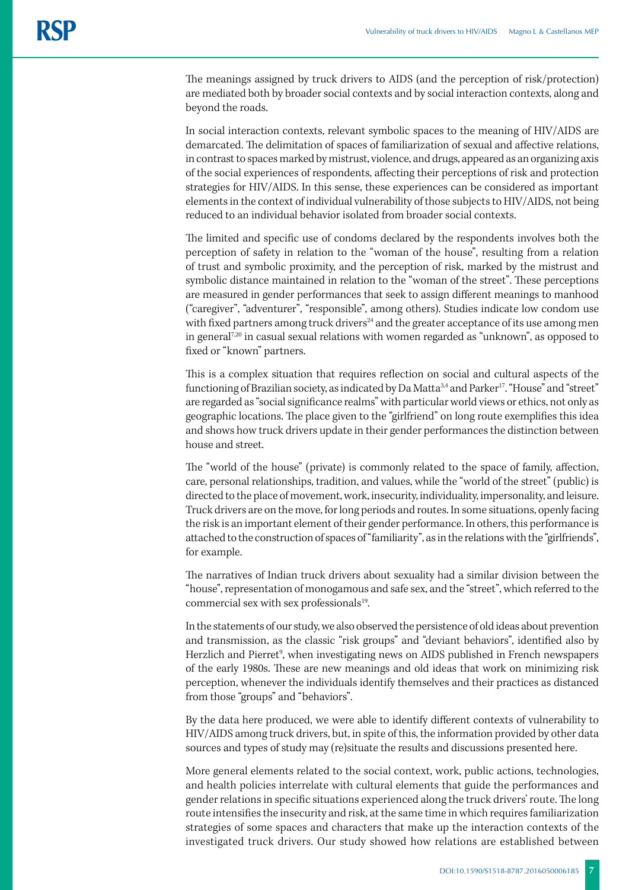The meanings assigned by truck drivers to AIDS (and the perception of risk/protection) are mediated both by broader social contexts and by social interaction contexts, along and beyond the roads.

In social interaction contexts, relevant symbolic spaces to the meaning of HIV/AIDS are demarcated. The delimitation of spaces of familiarization of sexual and affective relations, in contrast to spaces marked by mistrust, violence, and drugs, appeared as an organizing axis of the social experiences of respondents, affecting their perceptions of risk and protection strategies for HIV/AIDS. In this sense, these experiences can be considered as important elements in the context of individual vulnerability of those subjects to HIV/AIDS, not being reduced to an individual behavior isolated from broader social contexts.

The limited and specific use of condoms declared by the respondents involves both the perception of safety in relation to the "woman of the house", resulting from a relation of trust and symbolic proximity, and the perception of risk, marked by the mistrust and symbolic distance maintained in relation to the "woman of the street". These perceptions are measured in gender performances that seek to assign different meanings to manhood ("caregiver", "adventurer", "responsible", among others). Studies indicate low condom use with fixed partners among truck drivers[24] and the greater acceptance of its use among men in general[7,20] in casual sexual relations with women regarded as "unknown", as opposed to fixed or "known" partners.

This is a complex situation that requires reflection on social and cultural aspects of the functioning of Brazilian society, as indicated by Da Matta[3,4] and Parker[17]. "House" and "street" are regarded as "social significance realms" with particular world views or ethics, not only as geographic locations. The place given to the "girlfriend" on long route exemplifies this idea and shows how truck drivers update in their gender performances the distinction between house and street.

The "world of the house" (private) is commonly related to the space of family, affection, care, personal relationships, tradition, and values, while the "world of the street" (public) is directed to the place of movement, work, insecurity, individuality, impersonality, and leisure. Truck drivers are on the move, for long periods and routes. In some situations, openly facing the risk is an important element of their gender performance. In others, this performance is attached to the construction of spaces of "familiarity", as in the relations with the "girlfriends", for example.

The narratives of Indian truck drivers about sexuality had a similar division between the "house", representation of monogamous and safe sex, and the "street", which referred to the commercial sex with sex professionals[19].

In the statements of our study, we also observed the persistence of old ideas about prevention and transmission, as the classic "risk groups" and "deviant behaviors", identified also by Herzlich and Pierret[9], when investigating news on AIDS published in French newspapers of the early 1980s. These are new meanings and old ideas that work on minimizing risk perception, whenever the individuals identify themselves and their practices as distanced from those "groups" and "behaviors".

By the data here produced, we were able to identify different contexts of vulnerability to HIV/AIDS among truck drivers, but, in spite of this, the information provided by other data sources and types of study may (re)situate the results and discussions presented here.

More general elements related to the social context, work, public actions, technologies, and health policies interrelate with cultural elements that guide the performances and gender relations in specific situations experienced along the truck drivers' route. The long route intensifies the insecurity and risk, at the same time in which requires familiarization strategies of some spaces and characters that make up the interaction contexts of the investigated truck drivers. Our study showed how relations are established between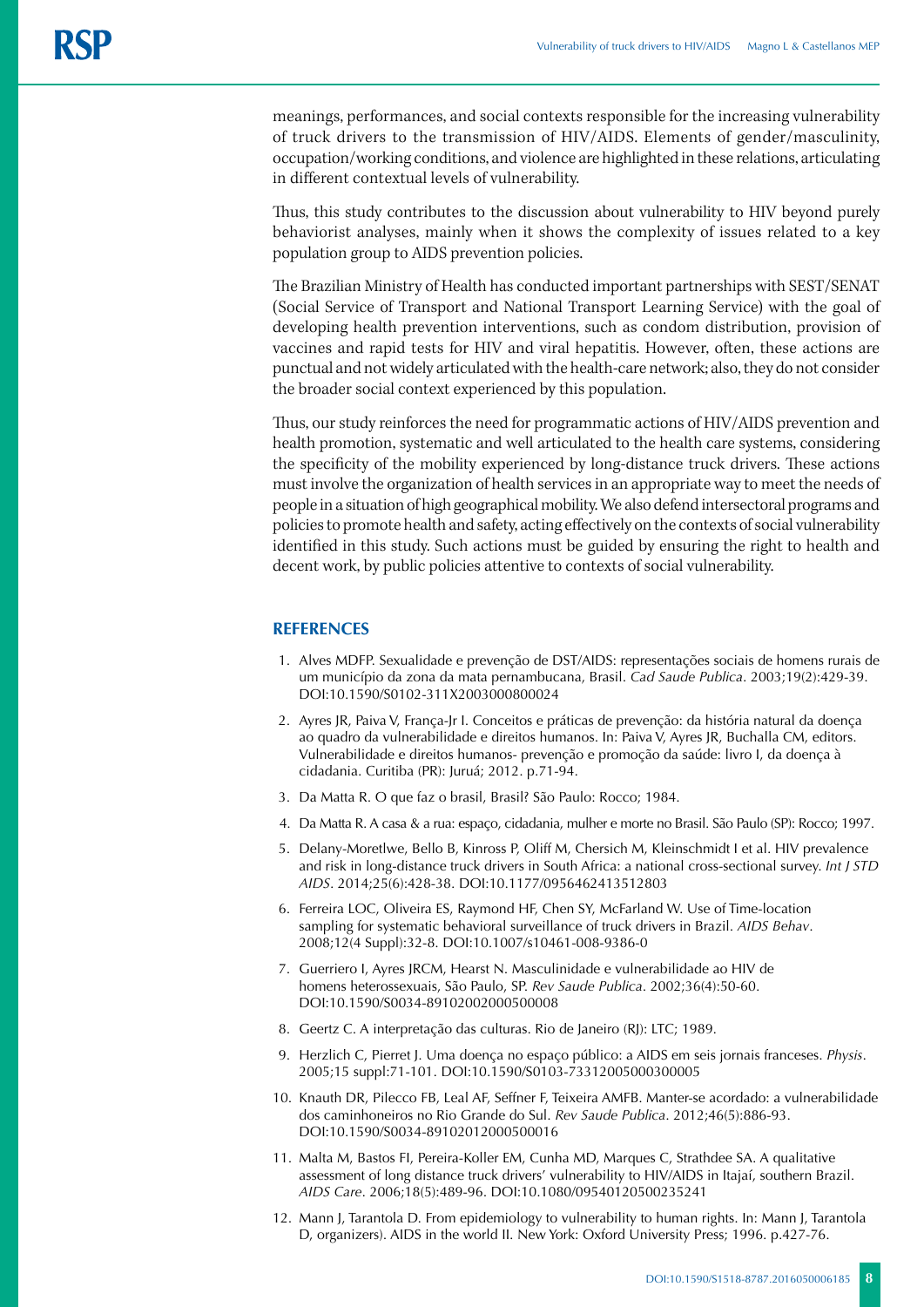meanings, performances, and social contexts responsible for the increasing vulnerability of truck drivers to the transmission of HIV/AIDS. Elements of gender/masculinity, occupation/working conditions, and violence are highlighted in these relations, articulating in different contextual levels of vulnerability.

Thus, this study contributes to the discussion about vulnerability to HIV beyond purely behaviorist analyses, mainly when it shows the complexity of issues related to a key population group to AIDS prevention policies.

The Brazilian Ministry of Health has conducted important partnerships with SEST/SENAT (Social Service of Transport and National Transport Learning Service) with the goal of developing health prevention interventions, such as condom distribution, provision of vaccines and rapid tests for HIV and viral hepatitis. However, often, these actions are punctual and not widely articulated with the health-care network; also, they do not consider the broader social context experienced by this population.

Thus, our study reinforces the need for programmatic actions of HIV/AIDS prevention and health promotion, systematic and well articulated to the health care systems, considering the specificity of the mobility experienced by long-distance truck drivers. These actions must involve the organization of health services in an appropriate way to meet the needs of people in a situation of high geographical mobility. We also defend intersectoral programs and policies to promote health and safety, acting effectively on the contexts of social vulnerability identified in this study. Such actions must be guided by ensuring the right to health and decent work, by public policies attentive to contexts of social vulnerability.

## REFERENCES

1. Alves MDFP. Sexualidade e prevenção de DST/AIDS: representações sociais de homens rurais de um município da zona da mata pernambucana, Brasil. *Cad Saude Publica*. 2003;19(2):429-39. DOI:10.1590/S0102-311X2003000800024
2. Ayres JR, Paiva V, França-Jr I. Conceitos e práticas de prevenção: da história natural da doença ao quadro da vulnerabilidade e direitos humanos. In: Paiva V, Ayres JR, Buchalla CM, editors. Vulnerabilidade e direitos humanos- prevenção e promoção da saúde: livro I, da doença à cidadania. Curitiba (PR): Juruá; 2012. p.71-94.
3. Da Matta R. O que faz o brasil, Brasil? São Paulo: Rocco; 1984.
4. Da Matta R. A casa & a rua: espaço, cidadania, mulher e morte no Brasil. São Paulo (SP): Rocco; 1997.
5. Delany-Moretlwe, Bello B, Kinross P, Oliff M, Chersich M, Kleinschmidt I et al. HIV prevalence and risk in long-distance truck drivers in South Africa: a national cross-sectional survey. *Int J STD AIDS*. 2014;25(6):428-38. DOI:10.1177/0956462413512803
6. Ferreira LOC, Oliveira ES, Raymond HF, Chen SY, McFarland W. Use of Time-location sampling for systematic behavioral surveillance of truck drivers in Brazil. *AIDS Behav*. 2008;12(4 Suppl):32-8. DOI:10.1007/s10461-008-9386-0
7. Guerriero I, Ayres JRCM, Hearst N. Masculinidade e vulnerabilidade ao HIV de homens heterossexuais, São Paulo, SP. *Rev Saude Publica*. 2002;36(4):50-60. DOI:10.1590/S0034-89102002000500008
8. Geertz C. A interpretação das culturas. Rio de Janeiro (RJ): LTC; 1989.
9. Herzlich C, Pierret J. Uma doença no espaço público: a AIDS em seis jornais franceses. *Physis*. 2005;15 suppl:71-101. DOI:10.1590/S0103-73312005000300005
10. Knauth DR, Pilecco FB, Leal AF, Seffner F, Teixeira AMFB. Manter-se acordado: a vulnerabilidade dos caminhoneiros no Rio Grande do Sul. *Rev Saude Publica*. 2012;46(5):886-93. DOI:10.1590/S0034-89102012000500016
11. Malta M, Bastos FI, Pereira-Koller EM, Cunha MD, Marques C, Strathdee SA. A qualitative assessment of long distance truck drivers' vulnerability to HIV/AIDS in Itajaí, southern Brazil. *AIDS Care*. 2006;18(5):489-96. DOI:10.1080/09540120500235241
12. Mann J, Tarantola D. From epidemiology to vulnerability to human rights. In: Mann J, Tarantola D, organizers). AIDS in the world II. New York: Oxford University Press; 1996. p.427-76.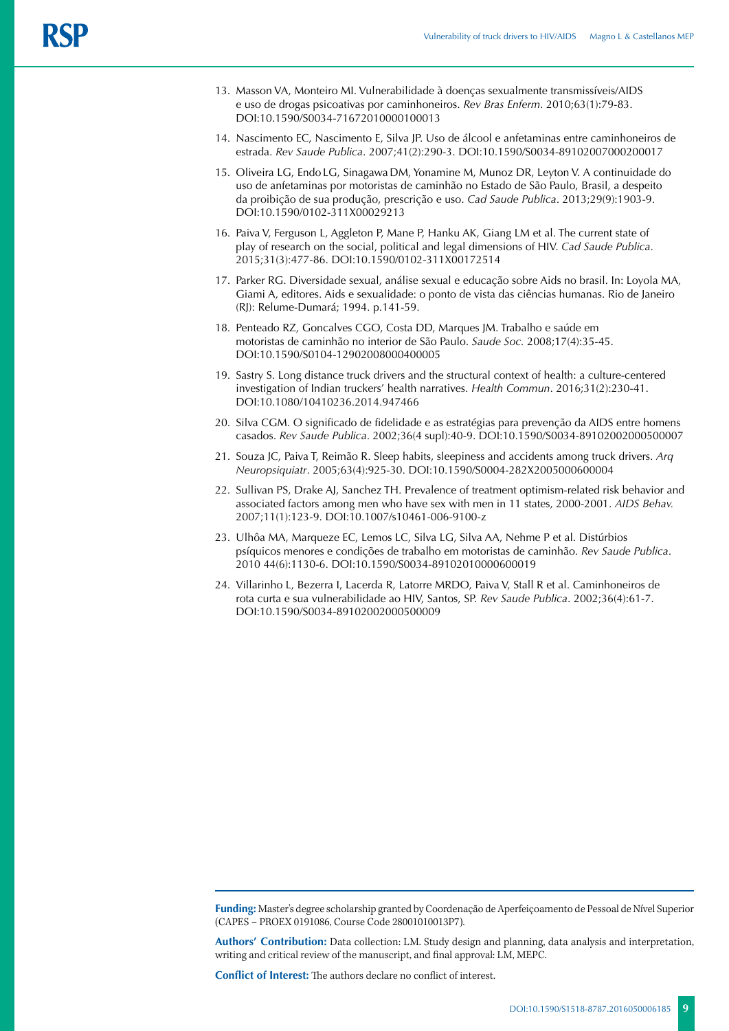13. Masson VA, Monteiro MI. Vulnerabilidade à doenças sexualmente transmissíveis/AIDS e uso de drogas psicoativas por caminhoneiros. *Rev Bras Enferm*. 2010;63(1):79-83. DOI:10.1590/S0034-71672010000100013

14. Nascimento EC, Nascimento E, Silva JP. Uso de álcool e anfetaminas entre caminhoneiros de estrada. *Rev Saude Publica*. 2007;41(2):290-3. DOI:10.1590/S0034-89102007000200017

15. Oliveira LG, Endo LG, Sinagawa DM, Yonamine M, Munoz DR, Leyton V. A continuidade do uso de anfetaminas por motoristas de caminhão no Estado de São Paulo, Brasil, a despeito da proibição de sua produção, prescrição e uso. *Cad Saude Publica*. 2013;29(9):1903-9. DOI:10.1590/0102-311X00029213

16. Paiva V, Ferguson L, Aggleton P, Mane P, Hanku AK, Giang LM et al. The current state of play of research on the social, political and legal dimensions of HIV. *Cad Saude Publica*. 2015;31(3):477-86. DOI:10.1590/0102-311X00172514

17. Parker RG. Diversidade sexual, análise sexual e educação sobre Aids no brasil. In: Loyola MA, Giami A, editores. Aids e sexualidade: o ponto de vista das ciências humanas. Rio de Janeiro (RJ): Relume-Dumará; 1994. p.141-59.

18. Penteado RZ, Goncalves CGO, Costa DD, Marques JM. Trabalho e saúde em motoristas de caminhão no interior de São Paulo. *Saude Soc.* 2008;17(4):35-45. DOI:10.1590/S0104-12902008000400005

19. Sastry S. Long distance truck drivers and the structural context of health: a culture-centered investigation of Indian truckers' health narratives. *Health Commun*. 2016;31(2):230-41. DOI:10.1080/10410236.2014.947466

20. Silva CGM. O significado de fidelidade e as estratégias para prevenção da AIDS entre homens casados. *Rev Saude Publica*. 2002;36(4 supl):40-9. DOI:10.1590/S0034-89102002000500007

21. Souza JC, Paiva T, Reimão R. Sleep habits, sleepiness and accidents among truck drivers. *Arq Neuropsiquiatr*. 2005;63(4):925-30. DOI:10.1590/S0004-282X2005000600004

22. Sullivan PS, Drake AJ, Sanchez TH. Prevalence of treatment optimism-related risk behavior and associated factors among men who have sex with men in 11 states, 2000-2001. *AIDS Behav.* 2007;11(1):123-9. DOI:10.1007/s10461-006-9100-z

23. Ulhôa MA, Marqueze EC, Lemos LC, Silva LG, Silva AA, Nehme P et al. Distúrbios psíquicos menores e condições de trabalho em motoristas de caminhão. *Rev Saude Publica*. 2010 44(6):1130-6. DOI:10.1590/S0034-89102010000600019

24. Villarinho L, Bezerra I, Lacerda R, Latorre MRDO, Paiva V, Stall R et al. Caminhoneiros de rota curta e sua vulnerabilidade ao HIV, Santos, SP. *Rev Saude Publica*. 2002;36(4):61-7. DOI:10.1590/S0034-89102002000500009

**Funding:** Master's degree scholarship granted by Coordenação de Aperfeiçoamento de Pessoal de Nível Superior (CAPES – PROEX 0191086, Course Code 28001010013P7).

**Authors' Contribution:** Data collection: LM. Study design and planning, data analysis and interpretation, writing and critical review of the manuscript, and final approval: LM, MEPC.

**Conflict of Interest:** The authors declare no conflict of interest.